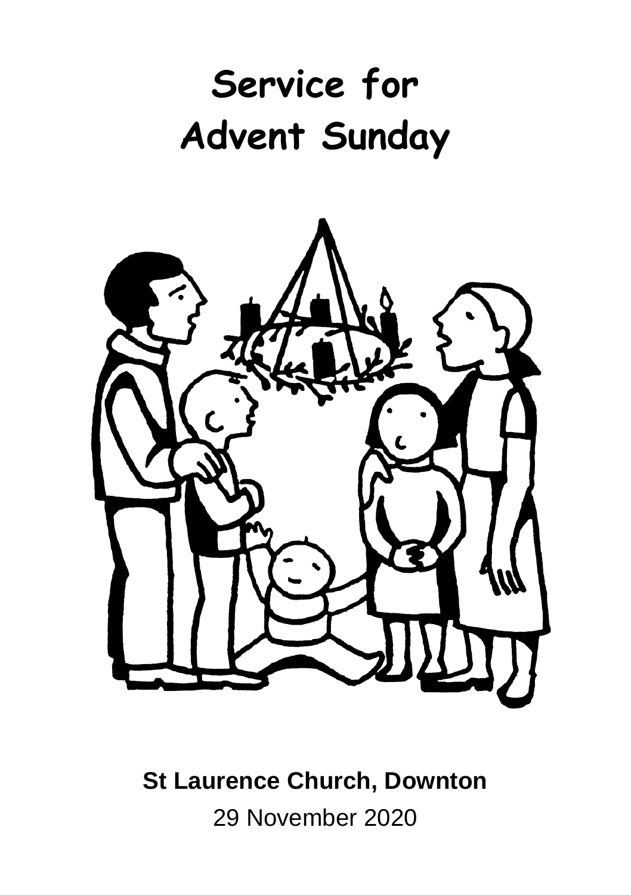# Service for Advent Sunday

**St Laurence Church, Downton**

29 November 2020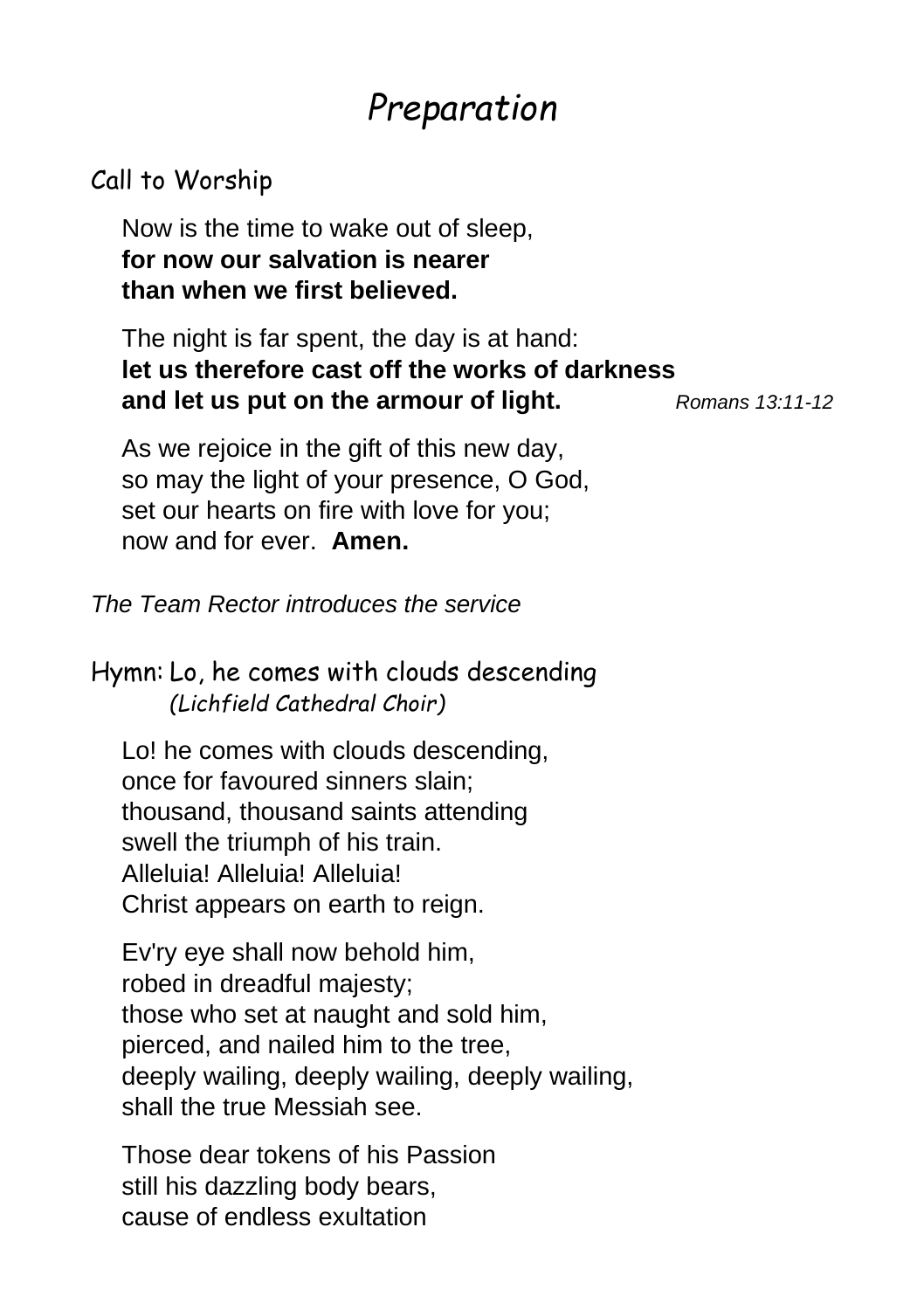# *Preparation*

## Call to Worship

Now is the time to wake out of sleep,
**for now our salvation is nearer**
**than when we first believed.**

The night is far spent, the day is at hand:
**let us therefore cast off the works of darkness**
**and let us put on the armour of light.** *Romans 13:11-12*

As we rejoice in the gift of this new day,
so may the light of your presence, O God,
set our hearts on fire with love for you;
now and for ever. **Amen.**

*The Team Rector introduces the service*

## Hymn: Lo, he comes with clouds descending

*(Lichfield Cathedral Choir)*

Lo! he comes with clouds descending,
once for favoured sinners slain;
thousand, thousand saints attending
swell the triumph of his train.
Alleluia! Alleluia! Alleluia!
Christ appears on earth to reign.

Ev'ry eye shall now behold him,
robed in dreadful majesty;
those who set at naught and sold him,
pierced, and nailed him to the tree,
deeply wailing, deeply wailing, deeply wailing,
shall the true Messiah see.

Those dear tokens of his Passion
still his dazzling body bears,
cause of endless exultation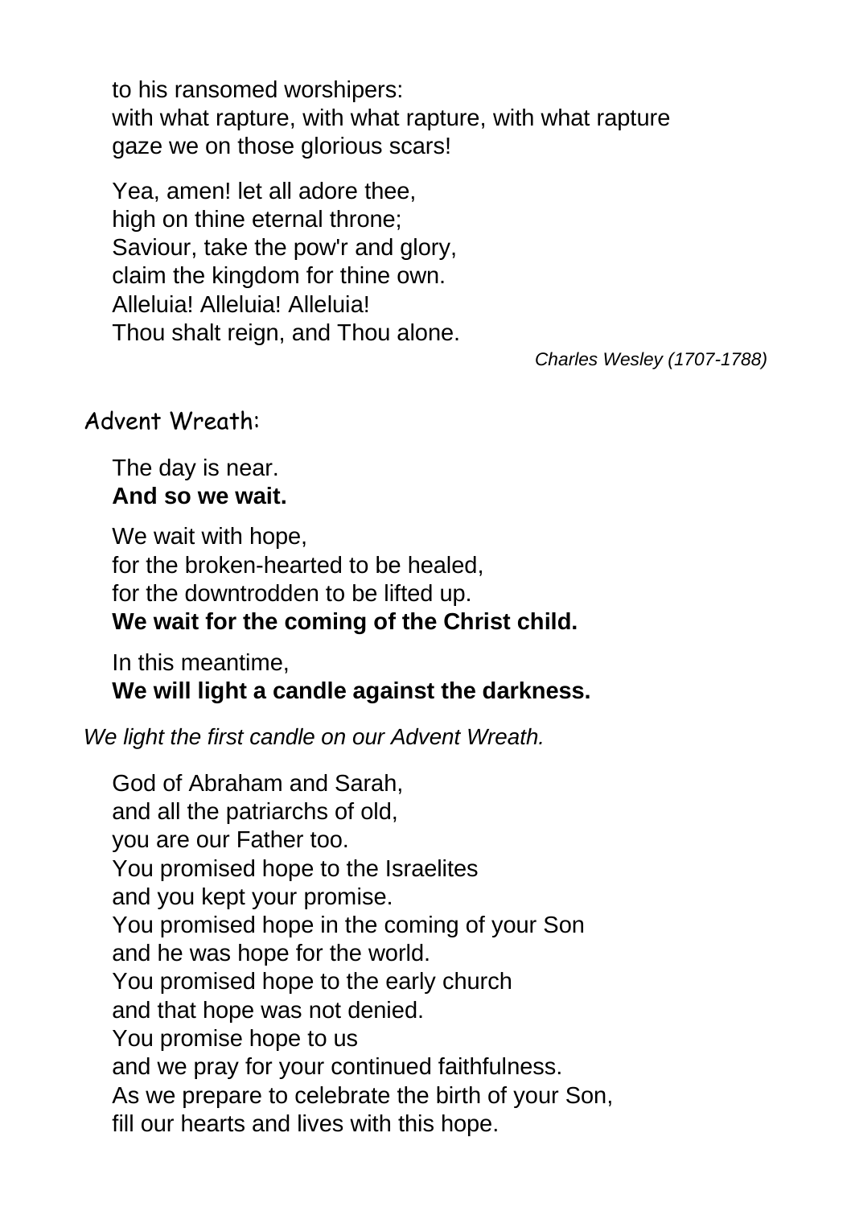to his ransomed worshipers:  
with what rapture, with what rapture, with what rapture  
gaze we on those glorious scars!

Yea, amen! let all adore thee,  
high on thine eternal throne;  
Saviour, take the pow'r and glory,  
claim the kingdom for thine own.  
Alleluia! Alleluia! Alleluia!  
Thou shalt reign, and Thou alone.

*Charles Wesley (1707-1788)*

## Advent Wreath:

The day is near.  
**And so we wait.**

We wait with hope,  
for the broken-hearted to be healed,  
for the downtrodden to be lifted up.  
**We wait for the coming of the Christ child.**

In this meantime,  
**We will light a candle against the darkness.**

*We light the first candle on our Advent Wreath.*

God of Abraham and Sarah,  
and all the patriarchs of old,  
you are our Father too.  
You promised hope to the Israelites  
and you kept your promise.  
You promised hope in the coming of your Son  
and he was hope for the world.  
You promised hope to the early church  
and that hope was not denied.  
You promise hope to us  
and we pray for your continued faithfulness.  
As we prepare to celebrate the birth of your Son,  
fill our hearts and lives with this hope.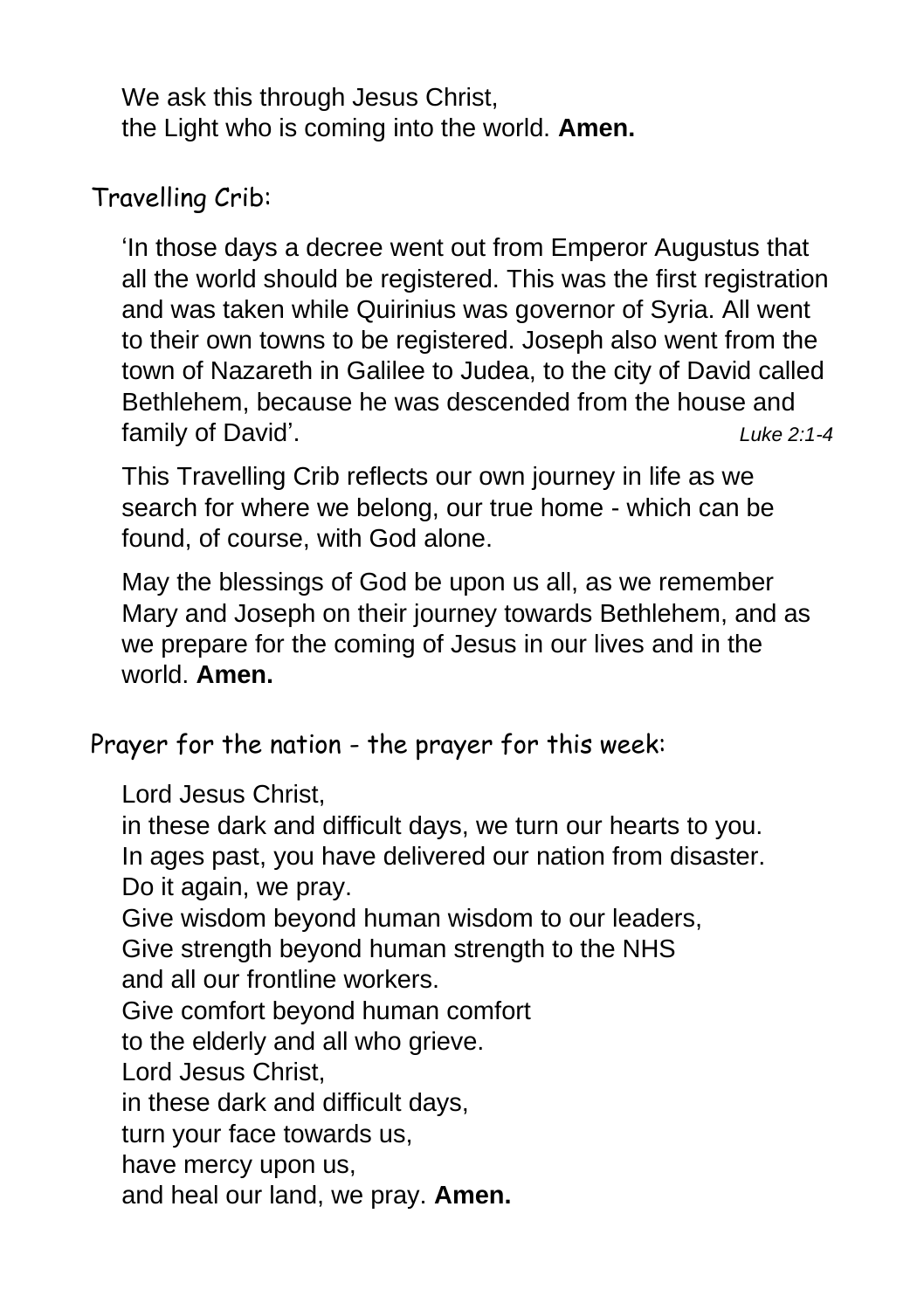We ask this through Jesus Christ,
the Light who is coming into the world. **Amen.**

## Travelling Crib:

'In those days a decree went out from Emperor Augustus that all the world should be registered. This was the first registration and was taken while Quirinius was governor of Syria. All went to their own towns to be registered. Joseph also went from the town of Nazareth in Galilee to Judea, to the city of David called Bethlehem, because he was descended from the house and family of David'. *Luke 2:1-4*

This Travelling Crib reflects our own journey in life as we search for where we belong, our true home - which can be found, of course, with God alone.

May the blessings of God be upon us all, as we remember Mary and Joseph on their journey towards Bethlehem, and as we prepare for the coming of Jesus in our lives and in the world. **Amen.**

## Prayer for the nation - the prayer for this week:

Lord Jesus Christ,
in these dark and difficult days, we turn our hearts to you.
In ages past, you have delivered our nation from disaster.
Do it again, we pray.
Give wisdom beyond human wisdom to our leaders,
Give strength beyond human strength to the NHS
and all our frontline workers.
Give comfort beyond human comfort
to the elderly and all who grieve.
Lord Jesus Christ,
in these dark and difficult days,
turn your face towards us,
have mercy upon us,
and heal our land, we pray. **Amen.**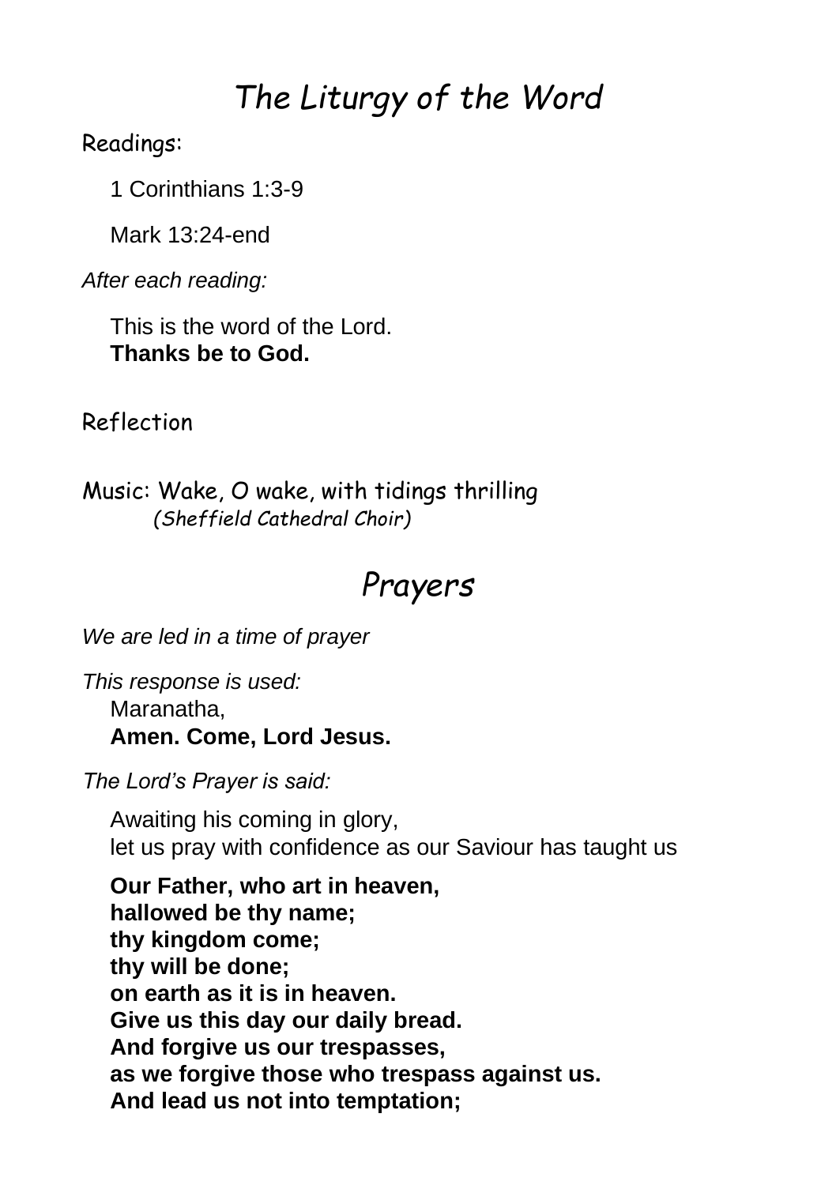# *The Liturgy of the Word*

Readings:

1 Corinthians 1:3-9

Mark 13:24-end

*After each reading:*

This is the word of the Lord.
**Thanks be to God.**

Reflection

Music: Wake, O wake, with tidings thrilling
*(Sheffield Cathedral Choir)*

# *Prayers*

*We are led in a time of prayer*

*This response is used:*
Maranatha,
**Amen. Come, Lord Jesus.**

*The Lord's Prayer is said:*

Awaiting his coming in glory,
let us pray with confidence as our Saviour has taught us

**Our Father, who art in heaven,**
**hallowed be thy name;**
**thy kingdom come;**
**thy will be done;**
**on earth as it is in heaven.**
**Give us this day our daily bread.**
**And forgive us our trespasses,**
**as we forgive those who trespass against us.**
**And lead us not into temptation;**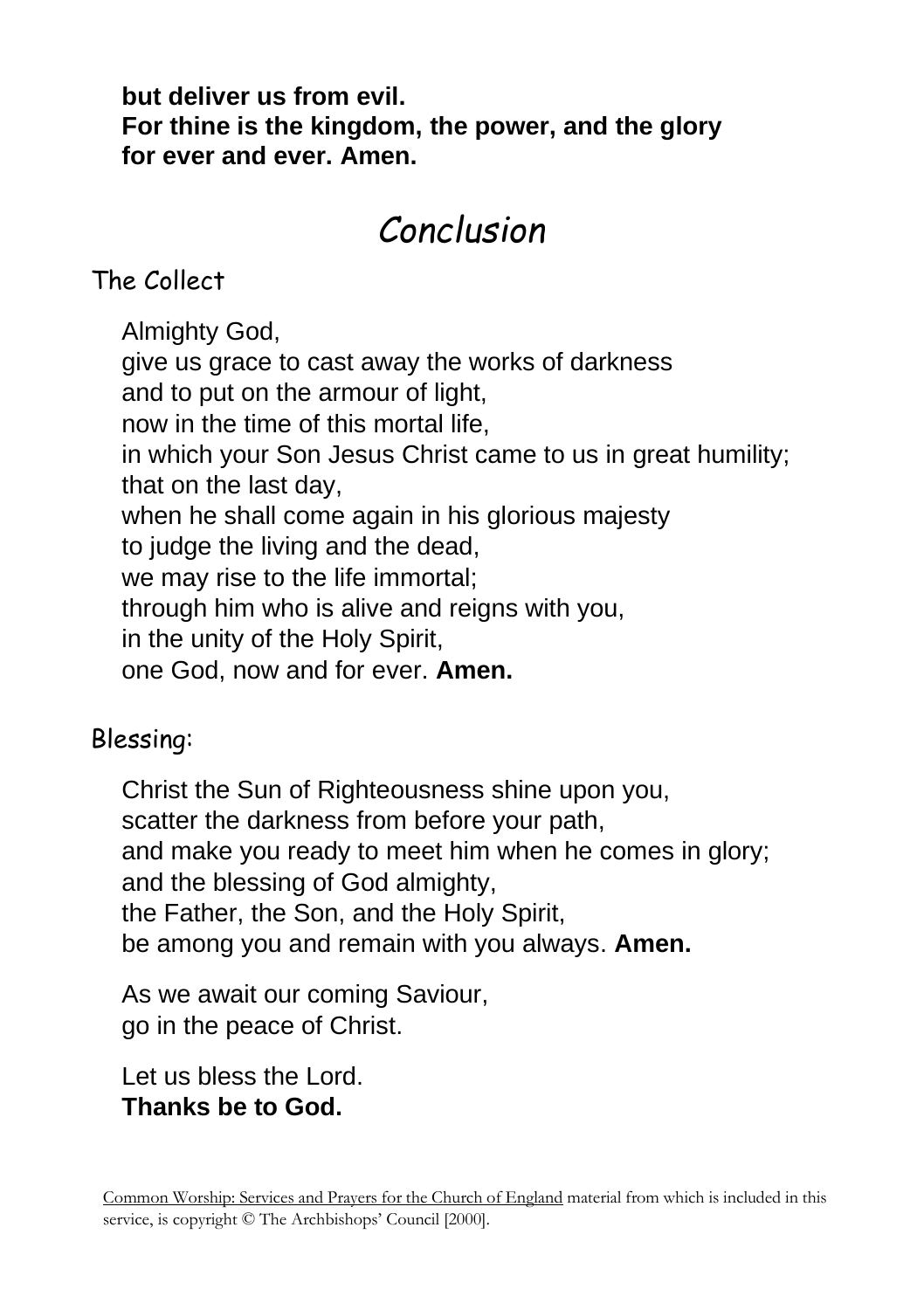**but deliver us from evil.**
**For thine is the kingdom, the power, and the glory**
**for ever and ever. Amen.**

# Conclusion

## The Collect

Almighty God,
give us grace to cast away the works of darkness
and to put on the armour of light,
now in the time of this mortal life,
in which your Son Jesus Christ came to us in great humility;
that on the last day,
when he shall come again in his glorious majesty
to judge the living and the dead,
we may rise to the life immortal;
through him who is alive and reigns with you,
in the unity of the Holy Spirit,
one God, now and for ever. **Amen.**

## Blessing:

Christ the Sun of Righteousness shine upon you,
scatter the darkness from before your path,
and make you ready to meet him when he comes in glory;
and the blessing of God almighty,
the Father, the Son, and the Holy Spirit,
be among you and remain with you always. **Amen.**

As we await our coming Saviour,
go in the peace of Christ.

Let us bless the Lord.
**Thanks be to God.**

Common Worship: Services and Prayers for the Church of England material from which is included in this service, is copyright © The Archbishops' Council [2000].